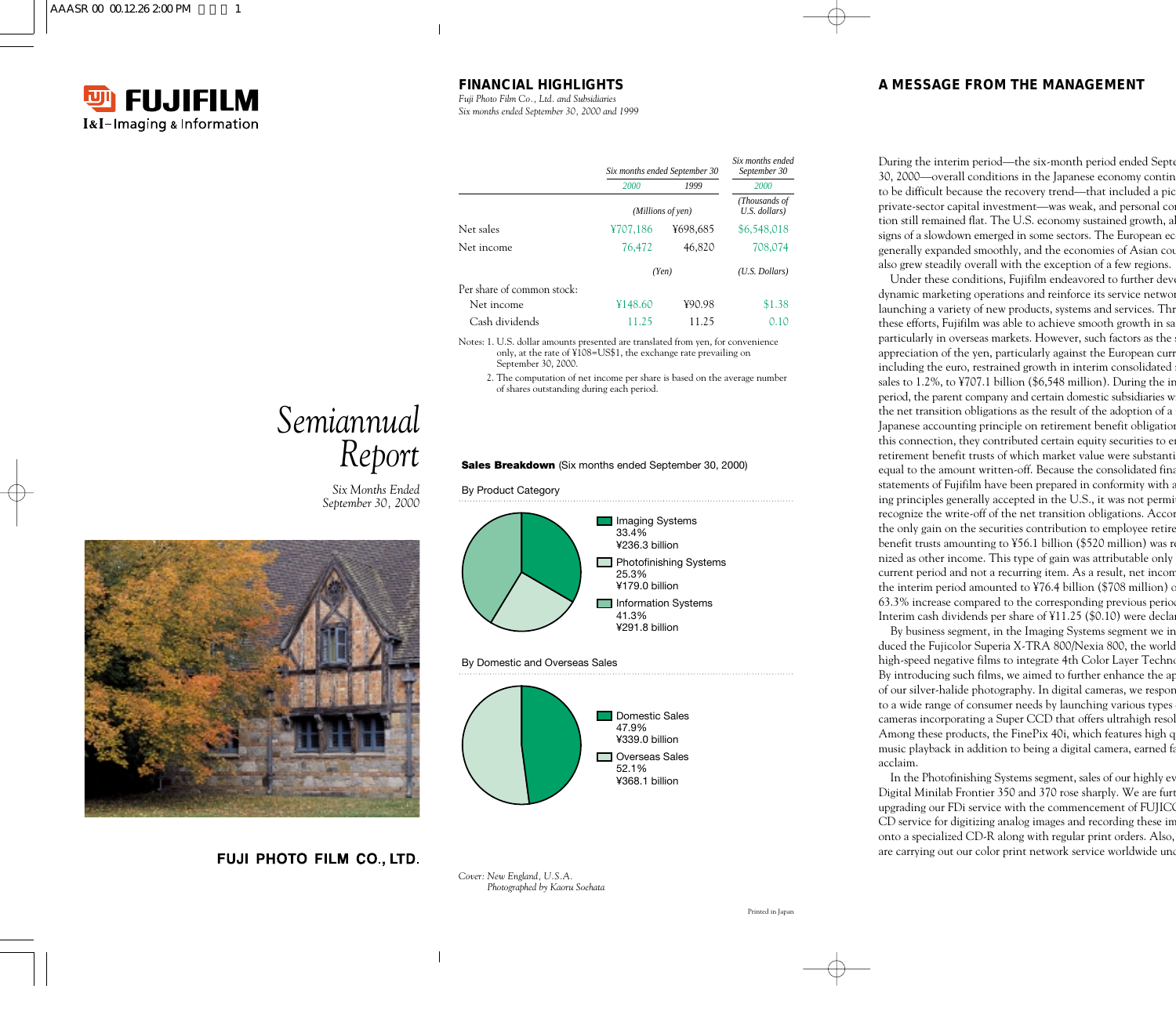FUJIFILM
I&I–Imaging & Information

# Semiannual Report

*Six Months Ended September 30, 2000*

**FUJI PHOTO FILM CO., LTD.**

## FINANCIAL HIGHLIGHTS

*Fuji Photo Film Co., Ltd. and Subsidiaries*
*Six months ended September 30, 2000 and 1999*

| | Six months ended September 30 | | Six months ended September 30 |
|---|---|---|---|
| | 2000 | 1999 | 2000 |
| | (Millions of yen) | | (Thousands of U.S. dollars) |
| Net sales | ¥707,186 | ¥698,685 | $6,548,018 |
| Net income | 76,472 | 46,820 | 708,074 |
| | (Yen) | | (U.S. Dollars) |
| Per share of common stock: | | | |
| Net income | ¥148.60 | ¥90.98 | $1.38 |
| Cash dividends | 11.25 | 11.25 | 0.10 |

Notes: 1. U.S. dollar amounts presented are translated from yen, for convenience only, at the rate of ¥108=US$1, the exchange rate prevailing on September 30, 2000.
2. The computation of net income per share is based on the average number of shares outstanding during each period.

**Sales Breakdown** (Six months ended September 30, 2000)

By Product Category

- Imaging Systems 33.4% ¥236.3 billion
- Photofinishing Systems 25.3% ¥179.0 billion
- Information Systems 41.3% ¥291.8 billion

By Domestic and Overseas Sales

- Domestic Sales 47.9% ¥339.0 billion
- Overseas Sales 52.1% ¥368.1 billion

*Cover: New England, U.S.A.*
*Photographed by Kaoru Soehata*

Printed in Japan

## A MESSAGE FROM THE MANAGEMENT

During the interim period—the six-month period ended Septe 30, 2000—overall conditions in the Japanese economy contin to be difficult because the recovery trend—that included a pic private-sector capital investment—was weak, and personal co tion still remained flat. The U.S. economy sustained growth, al signs of a slowdown emerged in some sectors. The European ec generally expanded smoothly, and the economies of Asian cou also grew steadily overall with the exception of a few regions.

Under these conditions, Fujifilm endeavored to further dev dynamic marketing operations and reinforce its service networ launching a variety of new products, systems and services. Thr these efforts, Fujifilm was able to achieve smooth growth in sa particularly in overseas markets. However, such factors as the appreciation of the yen, particularly against the European curr including the euro, restrained growth in interim consolidated sales to 1.2%, to ¥707.1 billion ($6,548 million). During the in period, the parent company and certain domestic subsidiaries w the net transition obligations as the result of the adoption of a Japanese accounting principle on retirement benefit obligation this connection, they contributed certain equity securities to e retirement benefit trusts of which market value were substanti equal to the amount written-off. Because the consolidated fina statements of Fujifilm have been prepared in conformity with a ing principles generally accepted in the U.S., it was not permi recognize the write-off of the net transition obligations. Accor the only gain on the securities contribution to employee retire benefit trusts amounting to ¥56.1 billion ($520 million) was r nized as other income. This type of gain was attributable only current period and not a recurring item. As a result, net incom the interim period amounted to ¥76.4 billion ($708 million) o 63.3% increase compared to the corresponding previous perio Interim cash dividends per share of ¥11.25 ($0.10) were decla

By business segment, in the Imaging Systems segment we in duced the Fujicolor Superia X-TRA 800/Nexia 800, the world high-speed negative films to integrate 4th Color Layer Techno By introducing such films, we aimed to further enhance the ap of our silver-halide photography. In digital cameras, we respon to a wide range of consumer needs by launching various types cameras incorporating a Super CCD that offers ultrahigh resol Among these products, the FinePix 40i, which features high q music playback in addition to being a digital camera, earned fa acclaim.

In the Photofinishing Systems segment, sales of our highly ev Digital Minilab Frontier 350 and 370 rose sharply. We are furt upgrading our FDi service with the commencement of FUJICO CD service for digitizing analog images and recording these im onto a specialized CD-R along with regular print orders. Also, are carrying out our color print network service worldwide unc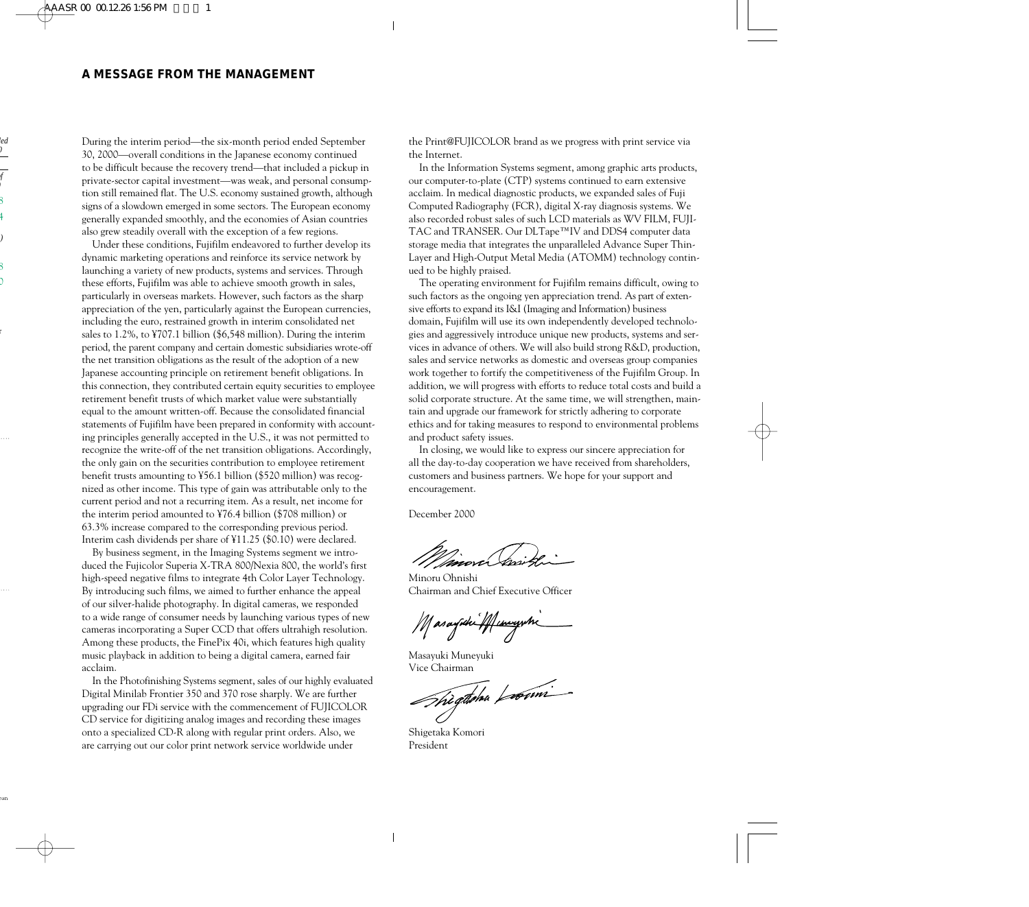## A MESSAGE FROM THE MANAGEMENT

During the interim period—the six-month period ended September 30, 2000—overall conditions in the Japanese economy continued to be difficult because the recovery trend—that included a pickup in private-sector capital investment—was weak, and personal consumption still remained flat. The U.S. economy sustained growth, although signs of a slowdown emerged in some sectors. The European economy generally expanded smoothly, and the economies of Asian countries also grew steadily overall with the exception of a few regions.

Under these conditions, Fujifilm endeavored to further develop its dynamic marketing operations and reinforce its service network by launching a variety of new products, systems and services. Through these efforts, Fujifilm was able to achieve smooth growth in sales, particularly in overseas markets. However, such factors as the sharp appreciation of the yen, particularly against the European currencies, including the euro, restrained growth in interim consolidated net sales to 1.2%, to ¥707.1 billion ($6,548 million). During the interim period, the parent company and certain domestic subsidiaries wrote-off the net transition obligations as the result of the adoption of a new Japanese accounting principle on retirement benefit obligations. In this connection, they contributed certain equity securities to employee retirement benefit trusts of which market value were substantially equal to the amount written-off. Because the consolidated financial statements of Fujifilm have been prepared in conformity with accounting principles generally accepted in the U.S., it was not permitted to recognize the write-off of the net transition obligations. Accordingly, the only gain on the securities contribution to employee retirement benefit trusts amounting to ¥56.1 billion ($520 million) was recognized as other income. This type of gain was attributable only to the current period and not a recurring item. As a result, net income for the interim period amounted to ¥76.4 billion ($708 million) or 63.3% increase compared to the corresponding previous period. Interim cash dividends per share of ¥11.25 ($0.10) were declared.

By business segment, in the Imaging Systems segment we introduced the Fujicolor Superia X-TRA 800/Nexia 800, the world's first high-speed negative films to integrate 4th Color Layer Technology. By introducing such films, we aimed to further enhance the appeal of our silver-halide photography. In digital cameras, we responded to a wide range of consumer needs by launching various types of new cameras incorporating a Super CCD that offers ultrahigh resolution. Among these products, the FinePix 40i, which features high quality music playback in addition to being a digital camera, earned fair acclaim.

In the Photofinishing Systems segment, sales of our highly evaluated Digital Minilab Frontier 350 and 370 rose sharply. We are further upgrading our FDi service with the commencement of FUJICOLOR CD service for digitizing analog images and recording these images onto a specialized CD-R along with regular print orders. Also, we are carrying out our color print network service worldwide under the Print@FUJICOLOR brand as we progress with print service via the Internet.

In the Information Systems segment, among graphic arts products, our computer-to-plate (CTP) systems continued to earn extensive acclaim. In medical diagnostic products, we expanded sales of Fuji Computed Radiography (FCR), digital X-ray diagnosis systems. We also recorded robust sales of such LCD materials as WV FILM, FUJI-TAC and TRANSER. Our DLTape™IV and DDS4 computer data storage media that integrates the unparalleled Advance Super Thin-Layer and High-Output Metal Media (ATOMM) technology continued to be highly praised.

The operating environment for Fujifilm remains difficult, owing to such factors as the ongoing yen appreciation trend. As part of extensive efforts to expand its I&I (Imaging and Information) business domain, Fujifilm will use its own independently developed technologies and aggressively introduce unique new products, systems and services in advance of others. We will also build strong R&D, production, sales and service networks as domestic and overseas group companies work together to fortify the competitiveness of the Fujifilm Group. In addition, we will progress with efforts to reduce total costs and build a solid corporate structure. At the same time, we will strengthen, maintain and upgrade our framework for strictly adhering to corporate ethics and for taking measures to respond to environmental problems and product safety issues.

In closing, we would like to express our sincere appreciation for all the day-to-day cooperation we have received from shareholders, customers and business partners. We hope for your support and encouragement.

December 2000

Minoru Ohnishi
Chairman and Chief Executive Officer

Masayuki Muneyuki
Vice Chairman

Shigetaka Komori
President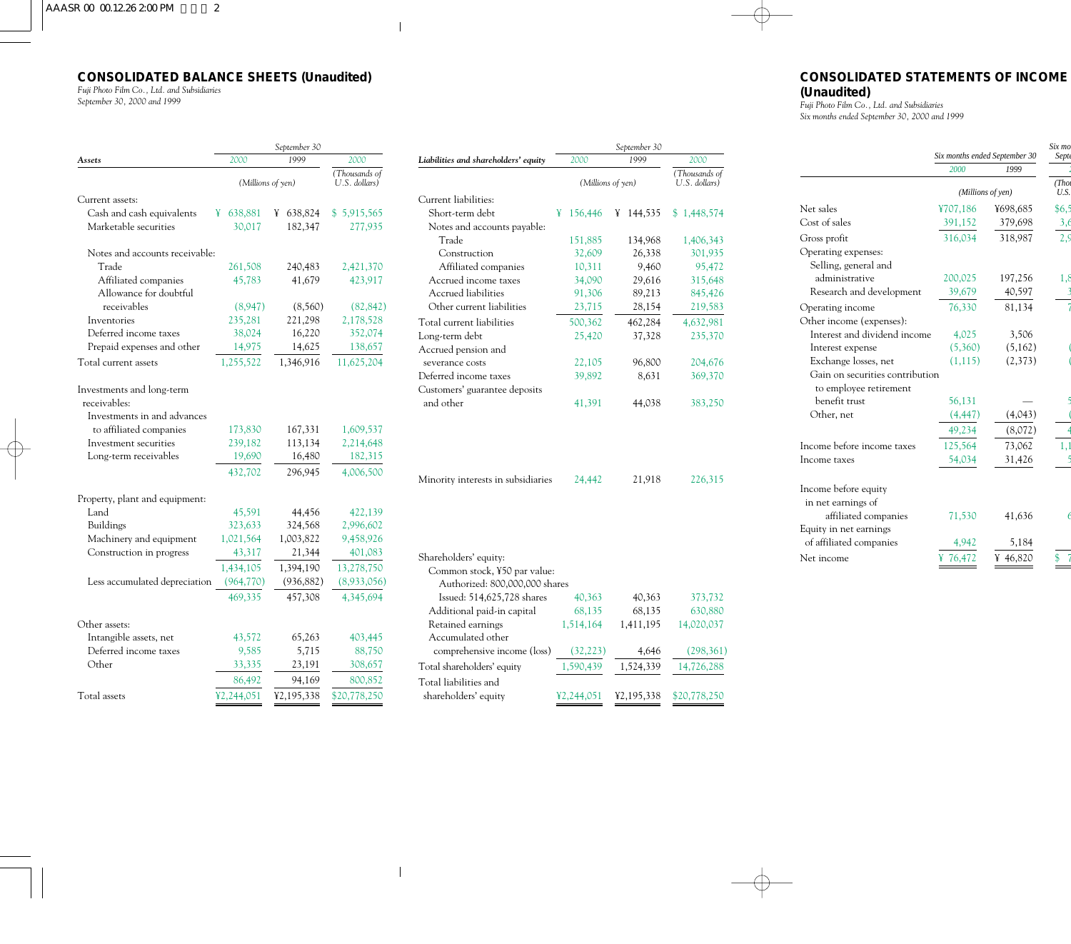## CONSOLIDATED BALANCE SHEETS (Unaudited)

*Fuji Photo Film Co., Ltd. and Subsidiaries*
*September 30, 2000 and 1999*

| Assets | 2000 | 1999 | 2000 |
|---|---|---|---|
| | (Millions of yen) | | (Thousands of U.S. dollars) |
| Current assets: | | | |
| Cash and cash equivalents | ¥ 638,881 | ¥ 638,824 | $ 5,915,565 |
| Marketable securities | 30,017 | 182,347 | 277,935 |
| Notes and accounts receivable: | | | |
| Trade | 261,508 | 240,483 | 2,421,370 |
| Affiliated companies | 45,783 | 41,679 | 423,917 |
| Allowance for doubtful receivables | (8,947) | (8,560) | (82,842) |
| Inventories | 235,281 | 221,298 | 2,178,528 |
| Deferred income taxes | 38,024 | 16,220 | 352,074 |
| Prepaid expenses and other | 14,975 | 14,625 | 138,657 |
| Total current assets | 1,255,522 | 1,346,916 | 11,625,204 |
| Investments and long-term receivables: | | | |
| Investments in and advances to affiliated companies | 173,830 | 167,331 | 1,609,537 |
| Investment securities | 239,182 | 113,134 | 2,214,648 |
| Long-term receivables | 19,690 | 16,480 | 182,315 |
| | 432,702 | 296,945 | 4,006,500 |
| Property, plant and equipment: | | | |
| Land | 45,591 | 44,456 | 422,139 |
| Buildings | 323,633 | 324,568 | 2,996,602 |
| Machinery and equipment | 1,021,564 | 1,003,822 | 9,458,926 |
| Construction in progress | 43,317 | 21,344 | 401,083 |
| | 1,434,105 | 1,394,190 | 13,278,750 |
| Less accumulated depreciation | (964,770) | (936,882) | (8,933,056) |
| | 469,335 | 457,308 | 4,345,694 |
| Other assets: | | | |
| Intangible assets, net | 43,572 | 65,263 | 403,445 |
| Deferred income taxes | 9,585 | 5,715 | 88,750 |
| Other | 33,335 | 23,191 | 308,657 |
| | 86,492 | 94,169 | 800,852 |
| Total assets | ¥2,244,051 | ¥2,195,338 | $20,778,250 |

| Liabilities and shareholders' equity | 2000 | 1999 | 2000 |
|---|---|---|---|
| | (Millions of yen) | | (Thousands of U.S. dollars) |
| Current liabilities: | | | |
| Short-term debt | ¥ 156,446 | ¥ 144,535 | $ 1,448,574 |
| Notes and accounts payable: | | | |
| Trade | 151,885 | 134,968 | 1,406,343 |
| Construction | 32,609 | 26,338 | 301,935 |
| Affiliated companies | 10,311 | 9,460 | 95,472 |
| Accrued income taxes | 34,090 | 29,616 | 315,648 |
| Accrued liabilities | 91,306 | 89,213 | 845,426 |
| Other current liabilities | 23,715 | 28,154 | 219,583 |
| Total current liabilities | 500,362 | 462,284 | 4,632,981 |
| Long-term debt | 25,420 | 37,328 | 235,370 |
| Accrued pension and severance costs | 22,105 | 96,800 | 204,676 |
| Deferred income taxes | 39,892 | 8,631 | 369,370 |
| Customers' guarantee deposits and other | 41,391 | 44,038 | 383,250 |
| Minority interests in subsidiaries | 24,442 | 21,918 | 226,315 |
| Shareholders' equity: | | | |
| Common stock, ¥50 par value: Authorized: 800,000,000 shares Issued: 514,625,728 shares | 40,363 | 40,363 | 373,732 |
| Additional paid-in capital | 68,135 | 68,135 | 630,880 |
| Retained earnings | 1,514,164 | 1,411,195 | 14,020,037 |
| Accumulated other comprehensive income (loss) | (32,223) | 4,646 | (298,361) |
| Total shareholders' equity | 1,590,439 | 1,524,339 | 14,726,288 |
| Total liabilities and shareholders' equity | ¥2,244,051 | ¥2,195,338 | $20,778,250 |

## CONSOLIDATED STATEMENTS OF INCOME (Unaudited)

*Fuji Photo Film Co., Ltd. and Subsidiaries*
*Six months ended September 30, 2000 and 1999*

| | Six months ended September 30 2000 | 1999 | Six mo... Septe... 2... |
|---|---|---|---|
| | (Millions of yen) | | (Thou... U.S. ...) |
| Net sales | ¥707,186 | ¥698,685 | $6,5 |
| Cost of sales | 391,152 | 379,698 | 3,6 |
| Gross profit | 316,034 | 318,987 | 2,9 |
| Operating expenses: | | | |
| Selling, general and administrative | 200,025 | 197,256 | 1,8 |
| Research and development | 39,679 | 40,597 | 3 |
| Operating income | 76,330 | 81,134 | 7 |
| Other income (expenses): | | | |
| Interest and dividend income | 4,025 | 3,506 | |
| Interest expense | (5,360) | (5,162) | ( |
| Exchange losses, net | (1,115) | (2,373) | ( |
| Gain on securities contribution to employee retirement benefit trust | 56,131 | — | 5 |
| Other, net | (4,447) | (4,043) | ( |
| | 49,234 | (8,072) | 4 |
| Income before income taxes | 125,564 | 73,062 | 1,1 |
| Income taxes | 54,034 | 31,426 | 5 |
| Income before equity in net earnings of affiliated companies | 71,530 | 41,636 | 6 |
| Equity in net earnings of affiliated companies | 4,942 | 5,184 | |
| Net income | ¥ 76,472 | ¥ 46,820 | $ 7 |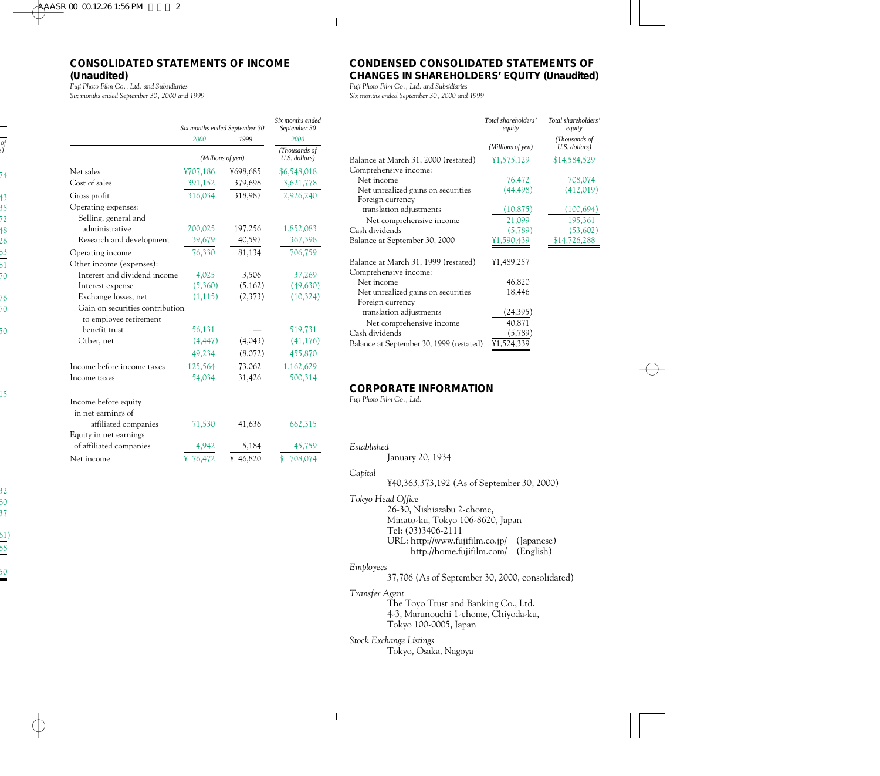## CONSOLIDATED STATEMENTS OF INCOME (Unaudited)

*Fuji Photo Film Co., Ltd. and Subsidiaries*
*Six months ended September 30, 2000 and 1999*

| | Six months ended September 30 | | Six months ended September 30 |
|---|---|---|---|
| | 2000 | 1999 | 2000 |
| | (Millions of yen) | | (Thousands of U.S. dollars) |
| Net sales | ¥707,186 | ¥698,685 | $6,548,018 |
| Cost of sales | 391,152 | 379,698 | 3,621,778 |
| Gross profit | 316,034 | 318,987 | 2,926,240 |
| Operating expenses: | | | |
| Selling, general and administrative | 200,025 | 197,256 | 1,852,083 |
| Research and development | 39,679 | 40,597 | 367,398 |
| Operating income | 76,330 | 81,134 | 706,759 |
| Other income (expenses): | | | |
| Interest and dividend income | 4,025 | 3,506 | 37,269 |
| Interest expense | (5,360) | (5,162) | (49,630) |
| Exchange losses, net | (1,115) | (2,373) | (10,324) |
| Gain on securities contribution to employee retirement benefit trust | 56,131 | — | 519,731 |
| Other, net | (4,447) | (4,043) | (41,176) |
| | 49,234 | (8,072) | 455,870 |
| Income before income taxes | 125,564 | 73,062 | 1,162,629 |
| Income taxes | 54,034 | 31,426 | 500,314 |
| Income before equity in net earnings of affiliated companies | 71,530 | 41,636 | 662,315 |
| Equity in net earnings of affiliated companies | 4,942 | 5,184 | 45,759 |
| Net income | ¥ 76,472 | ¥ 46,820 | $ 708,074 |

## CONDENSED CONSOLIDATED STATEMENTS OF CHANGES IN SHAREHOLDERS' EQUITY (Unaudited)

*Fuji Photo Film Co., Ltd. and Subsidiaries*
*Six months ended September 30, 2000 and 1999*

| | Total shareholders' equity | Total shareholders' equity |
|---|---|---|
| | (Millions of yen) | (Thousands of U.S. dollars) |
| Balance at March 31, 2000 (restated) | ¥1,575,129 | $14,584,529 |
| Comprehensive income: | | |
| Net income | 76,472 | 708,074 |
| Net unrealized gains on securities | (44,498) | (412,019) |
| Foreign currency translation adjustments | (10,875) | (100,694) |
| Net comprehensive income | 21,099 | 195,361 |
| Cash dividends | (5,789) | (53,602) |
| Balance at September 30, 2000 | ¥1,590,439 | $14,726,288 |
| | | |
| Balance at March 31, 1999 (restated) | ¥1,489,257 | |
| Comprehensive income: | | |
| Net income | 46,820 | |
| Net unrealized gains on securities | 18,446 | |
| Foreign currency translation adjustments | (24,395) | |
| Net comprehensive income | 40,871 | |
| Cash dividends | (5,789) | |
| Balance at September 30, 1999 (restated) | ¥1,524,339 | |

## CORPORATE INFORMATION

*Fuji Photo Film Co., Ltd.*

*Established*
January 20, 1934

*Capital*
¥40,363,373,192 (As of September 30, 2000)

*Tokyo Head Office*
26-30, Nishiazabu 2-chome,
Minato-ku, Tokyo 106-8620, Japan
Tel: (03)3406-2111
URL: http://www.fujifilm.co.jp/ (Japanese)
http://home.fujifilm.com/ (English)

*Employees*
37,706 (As of September 30, 2000, consolidated)

*Transfer Agent*
The Toyo Trust and Banking Co., Ltd.
4-3, Marunouchi 1-chome, Chiyoda-ku,
Tokyo 100-0005, Japan

*Stock Exchange Listings*
Tokyo, Osaka, Nagoya